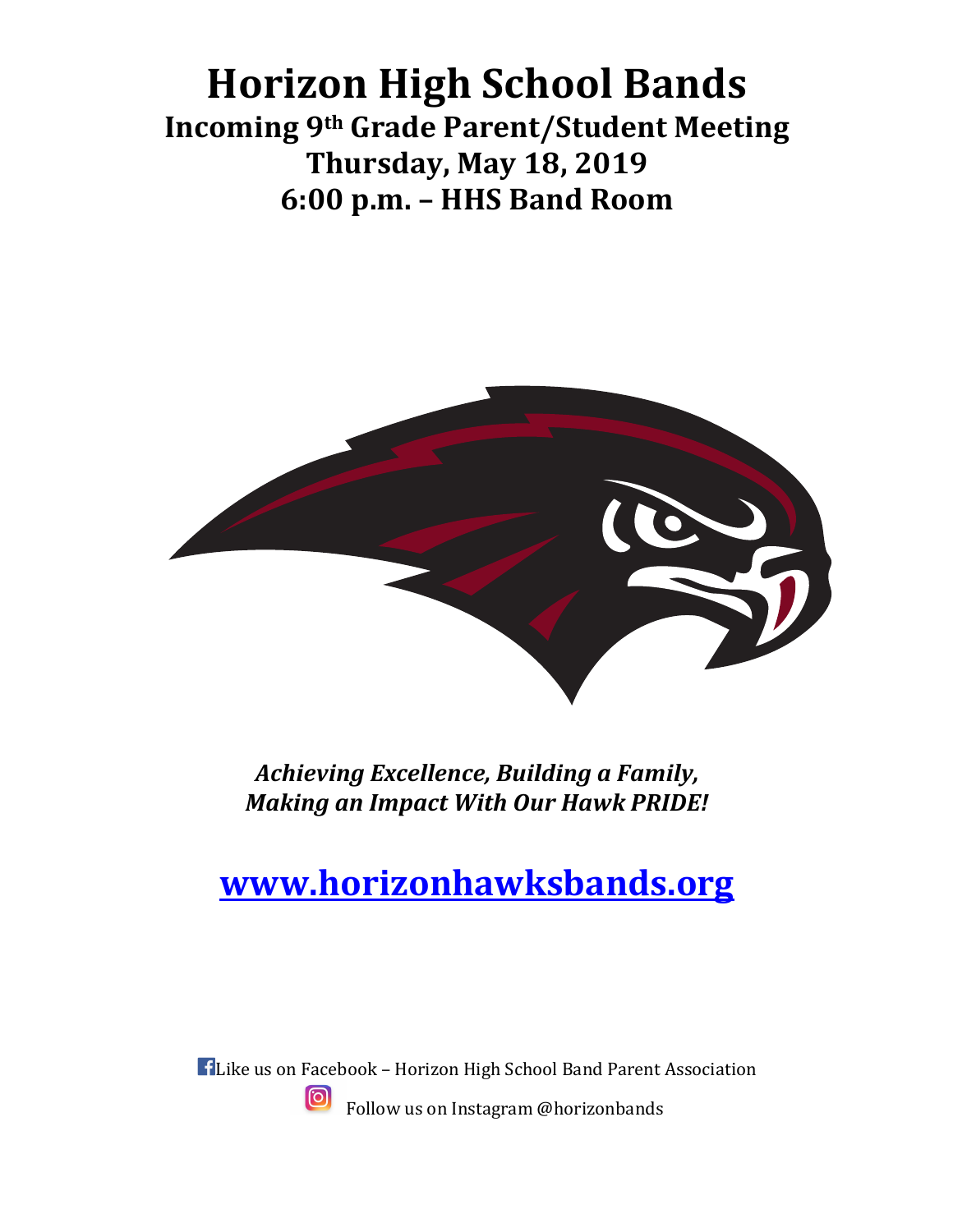# Horizon High School Bands

## Incoming 9th Grade Parent/Student Meeting
## Thursday, May 18, 2019
## 6:00 p.m. – HHS Band Room

***Achieving Excellence, Building a Family,***
***Making an Impact With Our Hawk PRIDE!***

## [www.horizonhawksbands.org](http://www.horizonhawksbands.org)

Like us on Facebook – Horizon High School Band Parent Association

Follow us on Instagram @horizonbands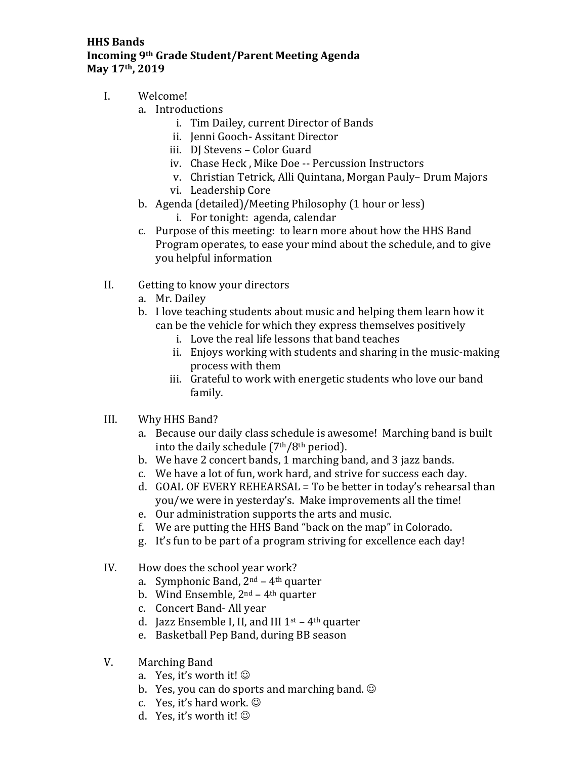**HHS Bands**
**Incoming 9th Grade Student/Parent Meeting Agenda**
**May 17th, 2019**

I. Welcome!
   a. Introductions
      i. Tim Dailey, current Director of Bands
      ii. Jenni Gooch- Assitant Director
      iii. DJ Stevens – Color Guard
      iv. Chase Heck , Mike Doe -- Percussion Instructors
      v. Christian Tetrick, Alli Quintana, Morgan Pauly– Drum Majors
      vi. Leadership Core
   b. Agenda (detailed)/Meeting Philosophy (1 hour or less)
      i. For tonight: agenda, calendar
   c. Purpose of this meeting: to learn more about how the HHS Band Program operates, to ease your mind about the schedule, and to give you helpful information

II. Getting to know your directors
   a. Mr. Dailey
   b. I love teaching students about music and helping them learn how it can be the vehicle for which they express themselves positively
      i. Love the real life lessons that band teaches
      ii. Enjoys working with students and sharing in the music-making process with them
      iii. Grateful to work with energetic students who love our band family.

III. Why HHS Band?
   a. Because our daily class schedule is awesome! Marching band is built into the daily schedule (7th/8th period).
   b. We have 2 concert bands, 1 marching band, and 3 jazz bands.
   c. We have a lot of fun, work hard, and strive for success each day.
   d. GOAL OF EVERY REHEARSAL = To be better in today's rehearsal than you/we were in yesterday's. Make improvements all the time!
   e. Our administration supports the arts and music.
   f. We are putting the HHS Band "back on the map" in Colorado.
   g. It's fun to be part of a program striving for excellence each day!

IV. How does the school year work?
   a. Symphonic Band, 2nd – 4th quarter
   b. Wind Ensemble, 2nd – 4th quarter
   c. Concert Band- All year
   d. Jazz Ensemble I, II, and III 1st – 4th quarter
   e. Basketball Pep Band, during BB season

V. Marching Band
   a. Yes, it's worth it! ☺
   b. Yes, you can do sports and marching band. ☺
   c. Yes, it's hard work. ☺
   d. Yes, it's worth it! ☺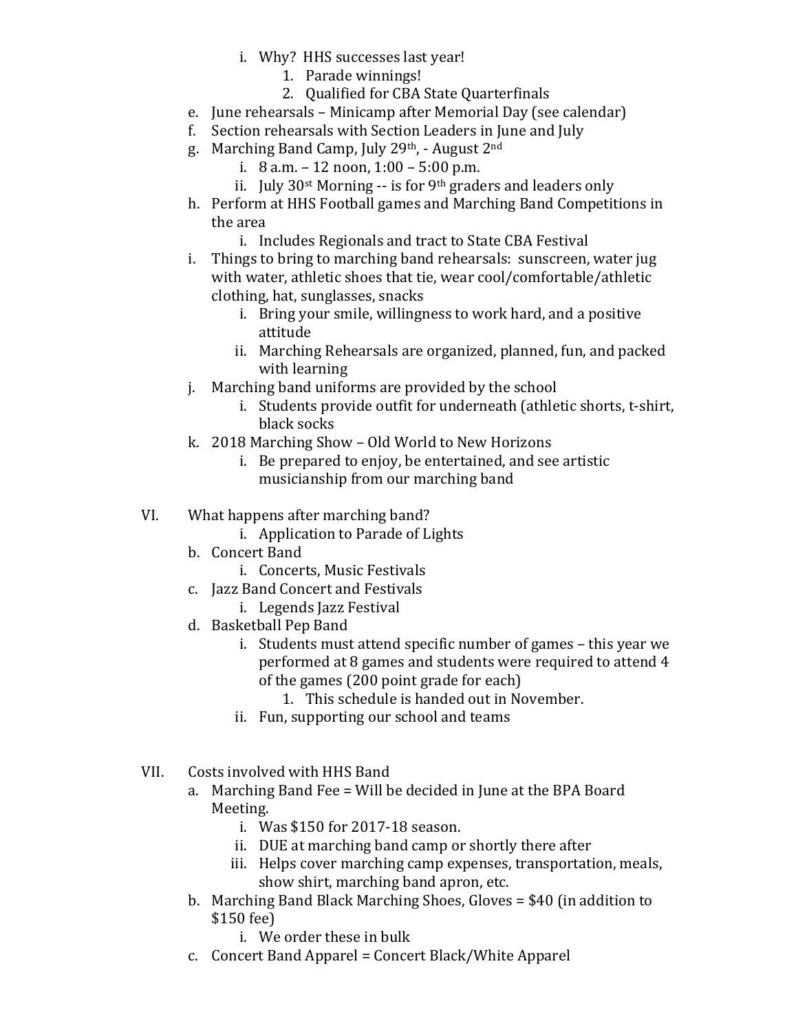- i. Why? HHS successes last year!
  1. Parade winnings!
  2. Qualified for CBA State Quarterfinals

e. June rehearsals – Minicamp after Memorial Day (see calendar)

f. Section rehearsals with Section Leaders in June and July

g. Marching Band Camp, July 29th, - August 2nd
- i. 8 a.m. – 12 noon, 1:00 – 5:00 p.m.
- ii. July 30st Morning -- is for 9th graders and leaders only

h. Perform at HHS Football games and Marching Band Competitions in the area
- i. Includes Regionals and tract to State CBA Festival

i. Things to bring to marching band rehearsals: sunscreen, water jug with water, athletic shoes that tie, wear cool/comfortable/athletic clothing, hat, sunglasses, snacks
- i. Bring your smile, willingness to work hard, and a positive attitude
- ii. Marching Rehearsals are organized, planned, fun, and packed with learning

j. Marching band uniforms are provided by the school
- i. Students provide outfit for underneath (athletic shorts, t-shirt, black socks

k. 2018 Marching Show – Old World to New Horizons
- i. Be prepared to enjoy, be entertained, and see artistic musicianship from our marching band

VI. What happens after marching band?
- i. Application to Parade of Lights

b. Concert Band
- i. Concerts, Music Festivals

c. Jazz Band Concert and Festivals
- i. Legends Jazz Festival

d. Basketball Pep Band
- i. Students must attend specific number of games – this year we performed at 8 games and students were required to attend 4 of the games (200 point grade for each)
  1. This schedule is handed out in November.
- ii. Fun, supporting our school and teams

VII. Costs involved with HHS Band

a. Marching Band Fee = Will be decided in June at the BPA Board Meeting.
- i. Was $150 for 2017-18 season.
- ii. DUE at marching band camp or shortly there after
- iii. Helps cover marching camp expenses, transportation, meals, show shirt, marching band apron, etc.

b. Marching Band Black Marching Shoes, Gloves = $40 (in addition to $150 fee)
- i. We order these in bulk

c. Concert Band Apparel = Concert Black/White Apparel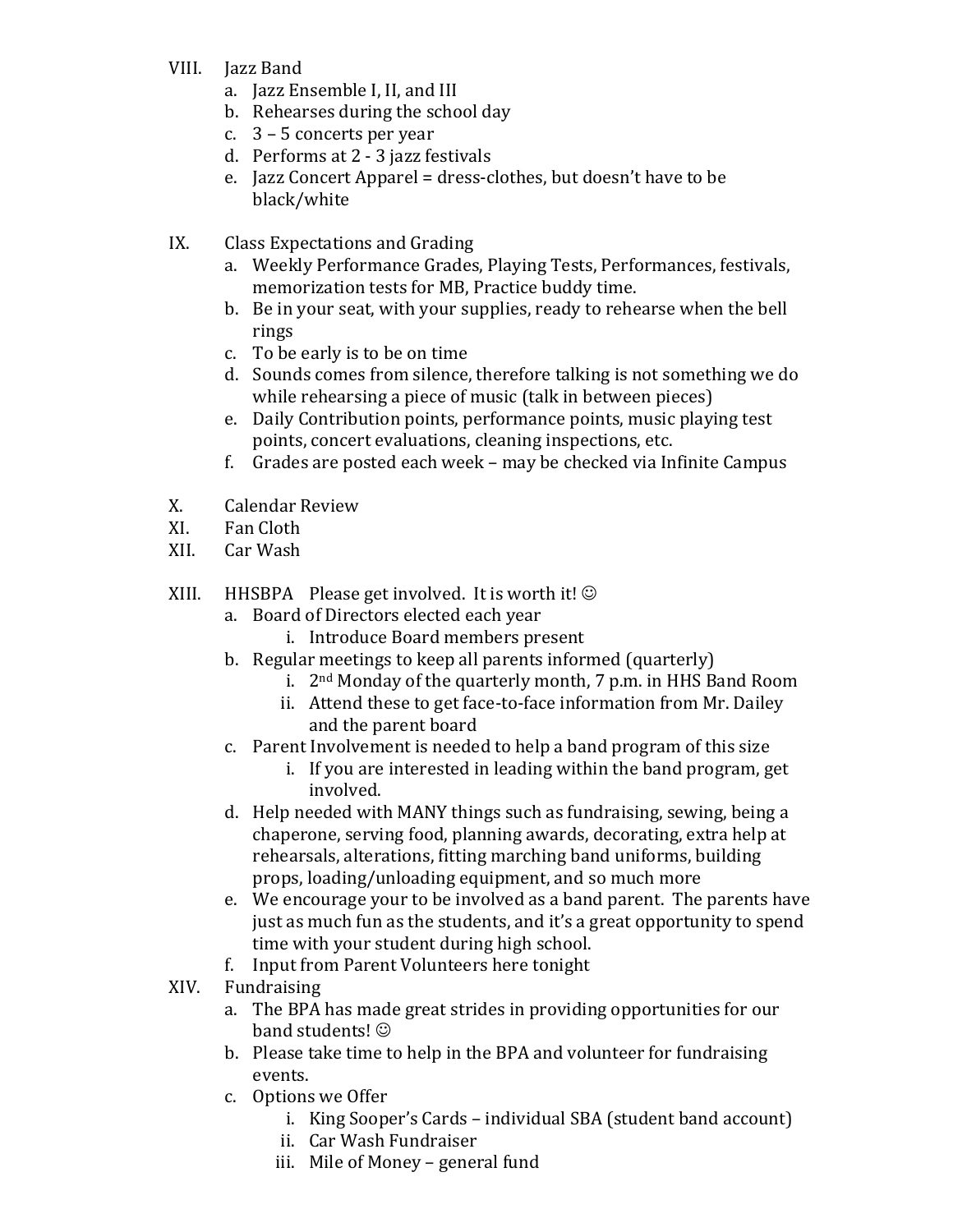VIII. Jazz Band
   a. Jazz Ensemble I, II, and III
   b. Rehearses during the school day
   c. 3 – 5 concerts per year
   d. Performs at 2 - 3 jazz festivals
   e. Jazz Concert Apparel = dress-clothes, but doesn't have to be black/white

IX. Class Expectations and Grading
   a. Weekly Performance Grades, Playing Tests, Performances, festivals, memorization tests for MB, Practice buddy time.
   b. Be in your seat, with your supplies, ready to rehearse when the bell rings
   c. To be early is to be on time
   d. Sounds comes from silence, therefore talking is not something we do while rehearsing a piece of music (talk in between pieces)
   e. Daily Contribution points, performance points, music playing test points, concert evaluations, cleaning inspections, etc.
   f. Grades are posted each week – may be checked via Infinite Campus

X. Calendar Review

XI. Fan Cloth

XII. Car Wash

XIII. HHSBPA Please get involved. It is worth it! ☺
   a. Board of Directors elected each year
      i. Introduce Board members present
   b. Regular meetings to keep all parents informed (quarterly)
      i. 2nd Monday of the quarterly month, 7 p.m. in HHS Band Room
      ii. Attend these to get face-to-face information from Mr. Dailey and the parent board
   c. Parent Involvement is needed to help a band program of this size
      i. If you are interested in leading within the band program, get involved.
   d. Help needed with MANY things such as fundraising, sewing, being a chaperone, serving food, planning awards, decorating, extra help at rehearsals, alterations, fitting marching band uniforms, building props, loading/unloading equipment, and so much more
   e. We encourage your to be involved as a band parent. The parents have just as much fun as the students, and it's a great opportunity to spend time with your student during high school.
   f. Input from Parent Volunteers here tonight

XIV. Fundraising
   a. The BPA has made great strides in providing opportunities for our band students! ☺
   b. Please take time to help in the BPA and volunteer for fundraising events.
   c. Options we Offer
      i. King Sooper's Cards – individual SBA (student band account)
      ii. Car Wash Fundraiser
      iii. Mile of Money – general fund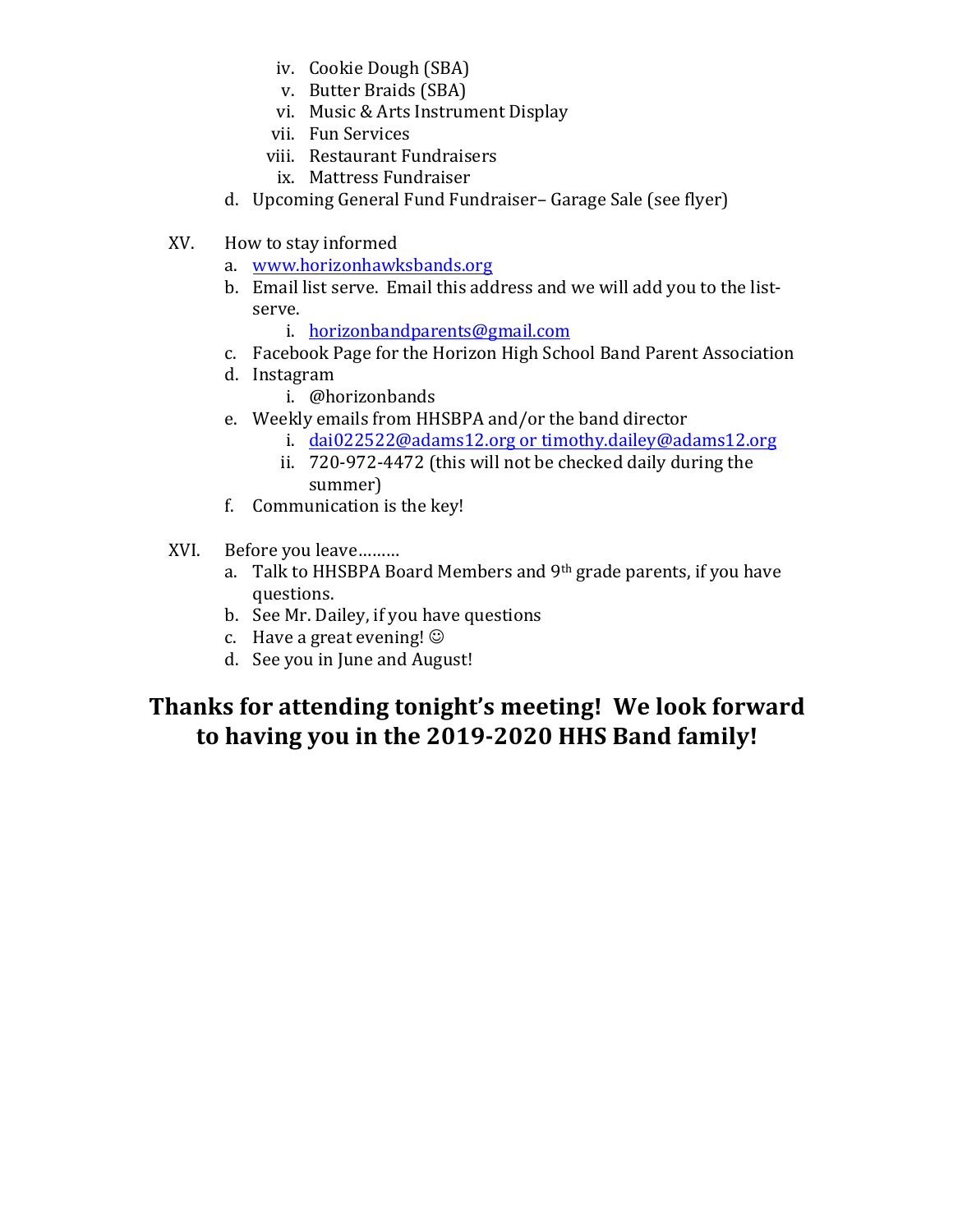iv. Cookie Dough (SBA)
    v. Butter Braids (SBA)
    vi. Music & Arts Instrument Display
    vii. Fun Services
    viii. Restaurant Fundraisers
    ix. Mattress Fundraiser

  d. Upcoming General Fund Fundraiser– Garage Sale (see flyer)

XV. How to stay informed

  a. www.horizonhawksbands.org
  b. Email list serve. Email this address and we will add you to the list-serve.
    i. horizonbandparents@gmail.com
  c. Facebook Page for the Horizon High School Band Parent Association
  d. Instagram
    i. @horizonbands
  e. Weekly emails from HHSBPA and/or the band director
    i. dai022522@adams12.org or timothy.dailey@adams12.org
    ii. 720-972-4472 (this will not be checked daily during the summer)
  f. Communication is the key!

XVI. Before you leave………

  a. Talk to HHSBPA Board Members and 9th grade parents, if you have questions.
  b. See Mr. Dailey, if you have questions
  c. Have a great evening! ☺
  d. See you in June and August!

**Thanks for attending tonight's meeting! We look forward to having you in the 2019-2020 HHS Band family!**